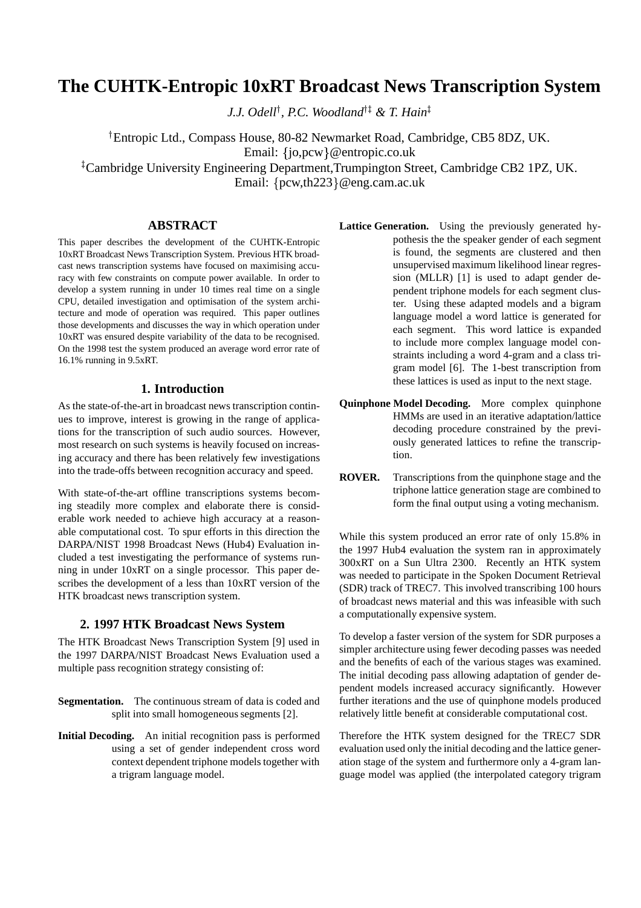# The CUHTK-Entropic 10xRT Broadcast News Transcription System

*J.J. Odell*[†], *P.C. Woodland*[†‡] *& T. Hain*[‡]

[†]Entropic Ltd., Compass House, 80-82 Newmarket Road, Cambridge, CB5 8DZ, UK.
Email: {jo,pcw}@entropic.co.uk
[‡]Cambridge University Engineering Department,Trumpington Street, Cambridge CB2 1PZ, UK.
Email: {pcw,th223}@eng.cam.ac.uk

## ABSTRACT

This paper describes the development of the CUHTK-Entropic 10xRT Broadcast News Transcription System. Previous HTK broadcast news transcription systems have focused on maximising accuracy with few constraints on compute power available. In order to develop a system running in under 10 times real time on a single CPU, detailed investigation and optimisation of the system architecture and mode of operation was required. This paper outlines those developments and discusses the way in which operation under 10xRT was ensured despite variability of the data to be recognised. On the 1998 test the system produced an average word error rate of 16.1% running in 9.5xRT.

## 1. Introduction

As the state-of-the-art in broadcast news transcription continues to improve, interest is growing in the range of applications for the transcription of such audio sources. However, most research on such systems is heavily focused on increasing accuracy and there has been relatively few investigations into the trade-offs between recognition accuracy and speed.

With state-of-the-art offline transcriptions systems becoming steadily more complex and elaborate there is considerable work needed to achieve high accuracy at a reasonable computational cost. To spur efforts in this direction the DARPA/NIST 1998 Broadcast News (Hub4) Evaluation included a test investigating the performance of systems running in under 10xRT on a single processor. This paper describes the development of a less than 10xRT version of the HTK broadcast news transcription system.

## 2. 1997 HTK Broadcast News System

The HTK Broadcast News Transcription System [9] used in the 1997 DARPA/NIST Broadcast News Evaluation used a multiple pass recognition strategy consisting of:

**Segmentation.** The continuous stream of data is coded and split into small homogeneous segments [2].

**Initial Decoding.** An initial recognition pass is performed using a set of gender independent cross word context dependent triphone models together with a trigram language model.

**Lattice Generation.** Using the previously generated hypothesis the the speaker gender of each segment is found, the segments are clustered and then unsupervised maximum likelihood linear regression (MLLR) [1] is used to adapt gender dependent triphone models for each segment cluster. Using these adapted models and a bigram language model a word lattice is generated for each segment. This word lattice is expanded to include more complex language model constraints including a word 4-gram and a class trigram model [6]. The 1-best transcription from these lattices is used as input to the next stage.

**Quinphone Model Decoding.** More complex quinphone HMMs are used in an iterative adaptation/lattice decoding procedure constrained by the previously generated lattices to refine the transcription.

**ROVER.** Transcriptions from the quinphone stage and the triphone lattice generation stage are combined to form the final output using a voting mechanism.

While this system produced an error rate of only 15.8% in the 1997 Hub4 evaluation the system ran in approximately 300xRT on a Sun Ultra 2300. Recently an HTK system was needed to participate in the Spoken Document Retrieval (SDR) track of TREC7. This involved transcribing 100 hours of broadcast news material and this was infeasible with such a computationally expensive system.

To develop a faster version of the system for SDR purposes a simpler architecture using fewer decoding passes was needed and the benefits of each of the various stages was examined. The initial decoding pass allowing adaptation of gender dependent models increased accuracy significantly. However further iterations and the use of quinphone models produced relatively little benefit at considerable computational cost.

Therefore the HTK system designed for the TREC7 SDR evaluation used only the initial decoding and the lattice generation stage of the system and furthermore only a 4-gram language model was applied (the interpolated category trigram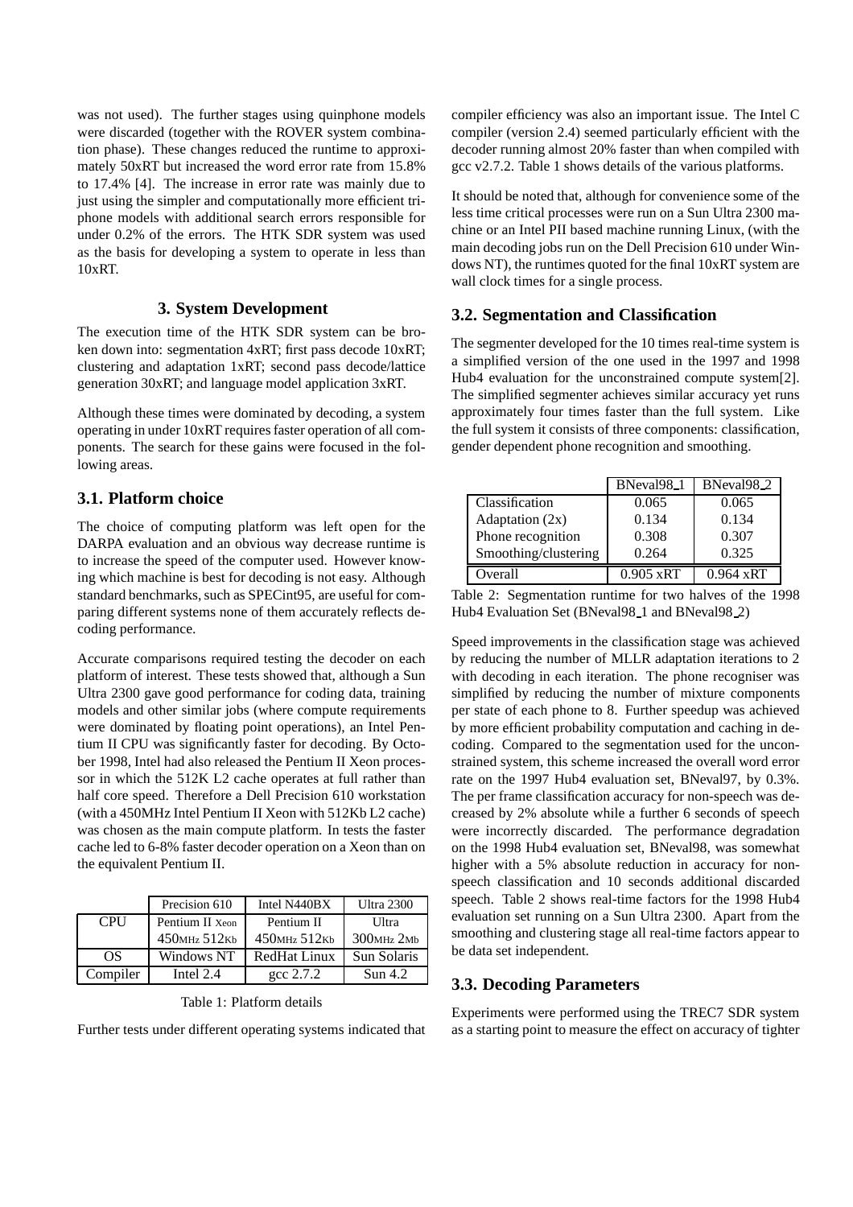was not used). The further stages using quinphone models were discarded (together with the ROVER system combination phase). These changes reduced the runtime to approximately 50xRT but increased the word error rate from 15.8% to 17.4% [4]. The increase in error rate was mainly due to just using the simpler and computationally more efficient triphone models with additional search errors responsible for under 0.2% of the errors. The HTK SDR system was used as the basis for developing a system to operate in less than 10xRT.

## 3. System Development

The execution time of the HTK SDR system can be broken down into: segmentation 4xRT; first pass decode 10xRT; clustering and adaptation 1xRT; second pass decode/lattice generation 30xRT; and language model application 3xRT.

Although these times were dominated by decoding, a system operating in under 10xRT requires faster operation of all components. The search for these gains were focused in the following areas.

### 3.1. Platform choice

The choice of computing platform was left open for the DARPA evaluation and an obvious way decrease runtime is to increase the speed of the computer used. However knowing which machine is best for decoding is not easy. Although standard benchmarks, such as SPECint95, are useful for comparing different systems none of them accurately reflects decoding performance.

Accurate comparisons required testing the decoder on each platform of interest. These tests showed that, although a Sun Ultra 2300 gave good performance for coding data, training models and other similar jobs (where compute requirements were dominated by floating point operations), an Intel Pentium II CPU was significantly faster for decoding. By October 1998, Intel had also released the Pentium II Xeon processor in which the 512K L2 cache operates at full rather than half core speed. Therefore a Dell Precision 610 workstation (with a 450MHz Intel Pentium II Xeon with 512Kb L2 cache) was chosen as the main compute platform. In tests the faster cache led to 6-8% faster decoder operation on a Xeon than on the equivalent Pentium II.

| | Precision 610 | Intel N440BX | Ultra 2300 |
|---|---|---|---|
| CPU | Pentium II Xeon 450MHz 512Kb | Pentium II 450MHz 512Kb | Ultra 300MHz 2Mb |
| OS | Windows NT | RedHat Linux | Sun Solaris |
| Compiler | Intel 2.4 | gcc 2.7.2 | Sun 4.2 |

Table 1: Platform details

Further tests under different operating systems indicated that compiler efficiency was also an important issue. The Intel C compiler (version 2.4) seemed particularly efficient with the decoder running almost 20% faster than when compiled with gcc v2.7.2. Table 1 shows details of the various platforms.

It should be noted that, although for convenience some of the less time critical processes were run on a Sun Ultra 2300 machine or an Intel PII based machine running Linux, (with the main decoding jobs run on the Dell Precision 610 under Windows NT), the runtimes quoted for the final 10xRT system are wall clock times for a single process.

### 3.2. Segmentation and Classification

The segmenter developed for the 10 times real-time system is a simplified version of the one used in the 1997 and 1998 Hub4 evaluation for the unconstrained compute system[2]. The simplified segmenter achieves similar accuracy yet runs approximately four times faster than the full system. Like the full system it consists of three components: classification, gender dependent phone recognition and smoothing.

| | BNeval98_1 | BNeval98_2 |
|---|---|---|
| Classification | 0.065 | 0.065 |
| Adaptation (2x) | 0.134 | 0.134 |
| Phone recognition | 0.308 | 0.307 |
| Smoothing/clustering | 0.264 | 0.325 |
| Overall | 0.905 xRT | 0.964 xRT |

Table 2: Segmentation runtime for two halves of the 1998 Hub4 Evaluation Set (BNeval98_1 and BNeval98_2)

Speed improvements in the classification stage was achieved by reducing the number of MLLR adaptation iterations to 2 with decoding in each iteration. The phone recogniser was simplified by reducing the number of mixture components per state of each phone to 8. Further speedup was achieved by more efficient probability computation and caching in decoding. Compared to the segmentation used for the unconstrained system, this scheme increased the overall word error rate on the 1997 Hub4 evaluation set, BNeval97, by 0.3%. The per frame classification accuracy for non-speech was decreased by 2% absolute while a further 6 seconds of speech were incorrectly discarded. The performance degradation on the 1998 Hub4 evaluation set, BNeval98, was somewhat higher with a 5% absolute reduction in accuracy for non-speech classification and 10 seconds additional discarded speech. Table 2 shows real-time factors for the 1998 Hub4 evaluation set running on a Sun Ultra 2300. Apart from the smoothing and clustering stage all real-time factors appear to be data set independent.

### 3.3. Decoding Parameters

Experiments were performed using the TREC7 SDR system as a starting point to measure the effect on accuracy of tighter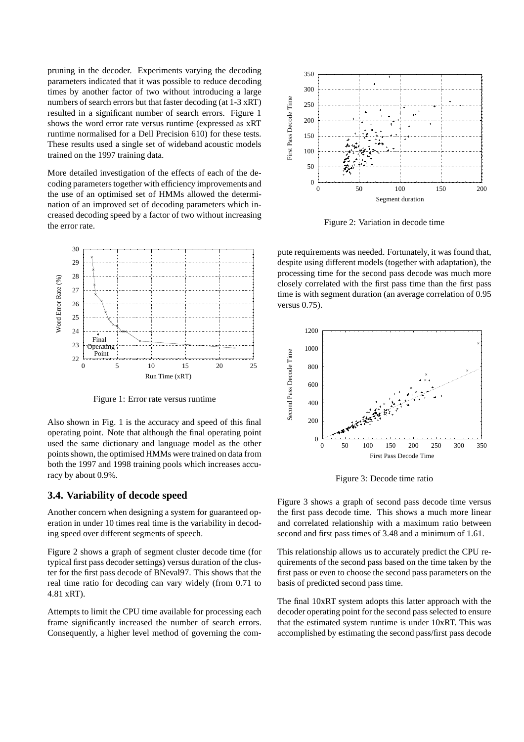pruning in the decoder. Experiments varying the decoding parameters indicated that it was possible to reduce decoding times by another factor of two without introducing a large numbers of search errors but that faster decoding (at 1-3 xRT) resulted in a significant number of search errors. Figure 1 shows the word error rate versus runtime (expressed as xRT runtime normalised for a Dell Precision 610) for these tests. These results used a single set of wideband acoustic models trained on the 1997 training data.

More detailed investigation of the effects of each of the decoding parameters together with efficiency improvements and the use of an optimised set of HMMs allowed the determination of an improved set of decoding parameters which increased decoding speed by a factor of two without increasing the error rate.

Figure 1: Error rate versus runtime

Also shown in Fig. 1 is the accuracy and speed of this final operating point. Note that although the final operating point used the same dictionary and language model as the other points shown, the optimised HMMs were trained on data from both the 1997 and 1998 training pools which increases accuracy by about 0.9%.

### 3.4. Variability of decode speed

Another concern when designing a system for guaranteed operation in under 10 times real time is the variability in decoding speed over different segments of speech.

Figure 2 shows a graph of segment cluster decode time (for typical first pass decoder settings) versus duration of the cluster for the first pass decode of BNeval97. This shows that the real time ratio for decoding can vary widely (from 0.71 to 4.81 xRT).

Attempts to limit the CPU time available for processing each frame significantly increased the number of search errors. Consequently, a higher level method of governing the compute requirements was needed. Fortunately, it was found that, despite using different models (together with adaptation), the processing time for the second pass decode was much more closely correlated with the first pass time than the first pass time is with segment duration (an average correlation of 0.95 versus 0.75).

Figure 2: Variation in decode time

Figure 3: Decode time ratio

Figure 3 shows a graph of second pass decode time versus the first pass decode time. This shows a much more linear and correlated relationship with a maximum ratio between second and first pass times of 3.48 and a minimum of 1.61.

This relationship allows us to accurately predict the CPU requirements of the second pass based on the time taken by the first pass or even to choose the second pass parameters on the basis of predicted second pass time.

The final 10xRT system adopts this latter approach with the decoder operating point for the second pass selected to ensure that the estimated system runtime is under 10xRT. This was accomplished by estimating the second pass/first pass decode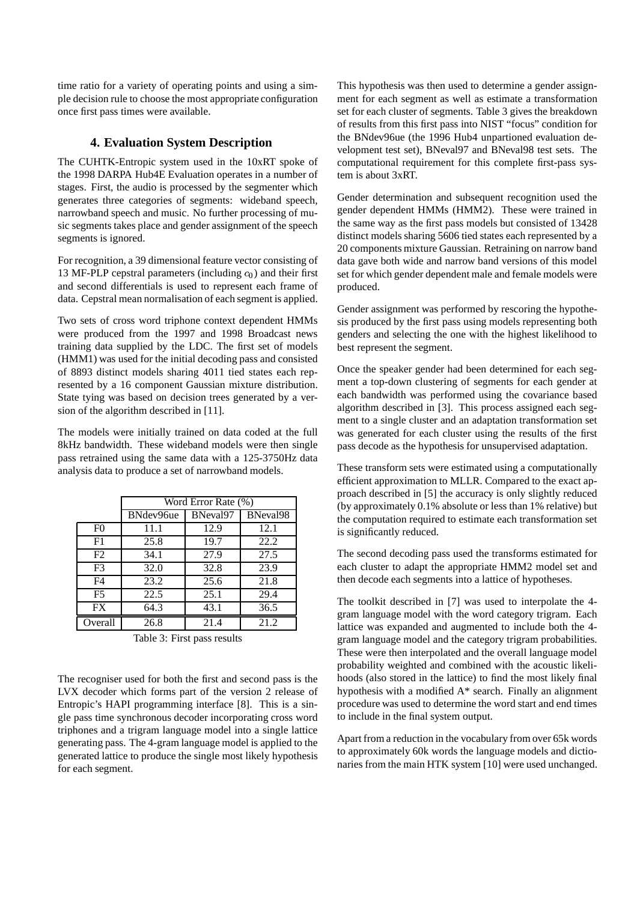time ratio for a variety of operating points and using a simple decision rule to choose the most appropriate configuration once first pass times were available.

## 4. Evaluation System Description

The CUHTK-Entropic system used in the 10xRT spoke of the 1998 DARPA Hub4E Evaluation operates in a number of stages. First, the audio is processed by the segmenter which generates three categories of segments: wideband speech, narrowband speech and music. No further processing of music segments takes place and gender assignment of the speech segments is ignored.

For recognition, a 39 dimensional feature vector consisting of 13 MF-PLP cepstral parameters (including $c_0$) and their first and second differentials is used to represent each frame of data. Cepstral mean normalisation of each segment is applied.

Two sets of cross word triphone context dependent HMMs were produced from the 1997 and 1998 Broadcast news training data supplied by the LDC. The first set of models (HMM1) was used for the initial decoding pass and consisted of 8893 distinct models sharing 4011 tied states each represented by a 16 component Gaussian mixture distribution. State tying was based on decision trees generated by a version of the algorithm described in [11].

The models were initially trained on data coded at the full 8kHz bandwidth. These wideband models were then single pass retrained using the same data with a 125-3750Hz data analysis data to produce a set of narrowband models.

| | Word Error Rate (%) | | |
|---|---|---|---|
| | BNdev96ue | BNeval97 | BNeval98 |
| F0 | 11.1 | 12.9 | 12.1 |
| F1 | 25.8 | 19.7 | 22.2 |
| F2 | 34.1 | 27.9 | 27.5 |
| F3 | 32.0 | 32.8 | 23.9 |
| F4 | 23.2 | 25.6 | 21.8 |
| F5 | 22.5 | 25.1 | 29.4 |
| FX | 64.3 | 43.1 | 36.5 |
| Overall | 26.8 | 21.4 | 21.2 |

Table 3: First pass results

The recogniser used for both the first and second pass is the LVX decoder which forms part of the version 2 release of Entropic's HAPI programming interface [8]. This is a single pass time synchronous decoder incorporating cross word triphones and a trigram language model into a single lattice generating pass. The 4-gram language model is applied to the generated lattice to produce the single most likely hypothesis for each segment.

This hypothesis was then used to determine a gender assignment for each segment as well as estimate a transformation set for each cluster of segments. Table 3 gives the breakdown of results from this first pass into NIST "focus" condition for the BNdev96ue (the 1996 Hub4 unpartioned evaluation development test set), BNeval97 and BNeval98 test sets. The computational requirement for this complete first-pass system is about 3xRT.

Gender determination and subsequent recognition used the gender dependent HMMs (HMM2). These were trained in the same way as the first pass models but consisted of 13428 distinct models sharing 5606 tied states each represented by a 20 components mixture Gaussian. Retraining on narrow band data gave both wide and narrow band versions of this model set for which gender dependent male and female models were produced.

Gender assignment was performed by rescoring the hypothesis produced by the first pass using models representing both genders and selecting the one with the highest likelihood to best represent the segment.

Once the speaker gender had been determined for each segment a top-down clustering of segments for each gender at each bandwidth was performed using the covariance based algorithm described in [3]. This process assigned each segment to a single cluster and an adaptation transformation set was generated for each cluster using the results of the first pass decode as the hypothesis for unsupervised adaptation.

These transform sets were estimated using a computationally efficient approximation to MLLR. Compared to the exact approach described in [5] the accuracy is only slightly reduced (by approximately 0.1% absolute or less than 1% relative) but the computation required to estimate each transformation set is significantly reduced.

The second decoding pass used the transforms estimated for each cluster to adapt the appropriate HMM2 model set and then decode each segments into a lattice of hypotheses.

The toolkit described in [7] was used to interpolate the 4-gram language model with the word category trigram. Each lattice was expanded and augmented to include both the 4-gram language model and the category trigram probabilities. These were then interpolated and the overall language model probability weighted and combined with the acoustic likelihoods (also stored in the lattice) to find the most likely final hypothesis with a modified A* search. Finally an alignment procedure was used to determine the word start and end times to include in the final system output.

Apart from a reduction in the vocabulary from over 65k words to approximately 60k words the language models and dictionaries from the main HTK system [10] were used unchanged.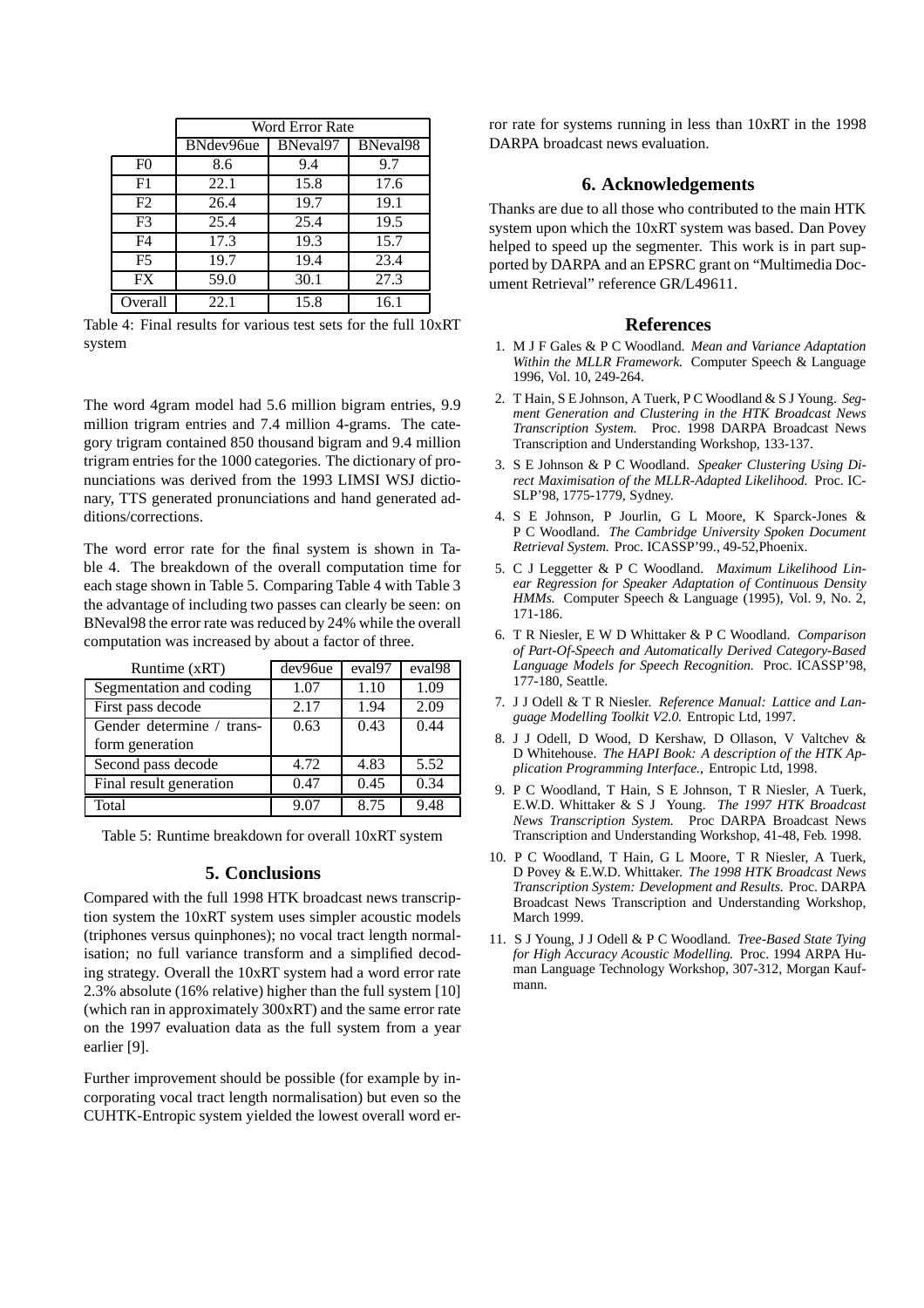| | Word Error Rate | | |
|---|---|---|---|
| | BNdev96ue | BNeval97 | BNeval98 |
| F0 | 8.6 | 9.4 | 9.7 |
| F1 | 22.1 | 15.8 | 17.6 |
| F2 | 26.4 | 19.7 | 19.1 |
| F3 | 25.4 | 25.4 | 19.5 |
| F4 | 17.3 | 19.3 | 15.7 |
| F5 | 19.7 | 19.4 | 23.4 |
| FX | 59.0 | 30.1 | 27.3 |
| Overall | 22.1 | 15.8 | 16.1 |

Table 4: Final results for various test sets for the full 10xRT system

The word 4gram model had 5.6 million bigram entries, 9.9 million trigram entries and 7.4 million 4-grams. The category trigram contained 850 thousand bigram and 9.4 million trigram entries for the 1000 categories. The dictionary of pronunciations was derived from the 1993 LIMSI WSJ dictionary, TTS generated pronunciations and hand generated additions/corrections.

The word error rate for the final system is shown in Table 4. The breakdown of the overall computation time for each stage shown in Table 5. Comparing Table 4 with Table 3 the advantage of including two passes can clearly be seen: on BNeval98 the error rate was reduced by 24% while the overall computation was increased by about a factor of three.

| Runtime (xRT) | dev96ue | eval97 | eval98 |
|---|---|---|---|
| Segmentation and coding | 1.07 | 1.10 | 1.09 |
| First pass decode | 2.17 | 1.94 | 2.09 |
| Gender determine / transform generation | 0.63 | 0.43 | 0.44 |
| Second pass decode | 4.72 | 4.83 | 5.52 |
| Final result generation | 0.47 | 0.45 | 0.34 |
| Total | 9.07 | 8.75 | 9.48 |

Table 5: Runtime breakdown for overall 10xRT system

## 5. Conclusions

Compared with the full 1998 HTK broadcast news transcription system the 10xRT system uses simpler acoustic models (triphones versus quinphones); no vocal tract length normalisation; no full variance transform and a simplified decoding strategy. Overall the 10xRT system had a word error rate 2.3% absolute (16% relative) higher than the full system [10] (which ran in approximately 300xRT) and the same error rate on the 1997 evaluation data as the full system from a year earlier [9].

Further improvement should be possible (for example by incorporating vocal tract length normalisation) but even so the CUHTK-Entropic system yielded the lowest overall word error rate for systems running in less than 10xRT in the 1998 DARPA broadcast news evaluation.

## 6. Acknowledgements

Thanks are due to all those who contributed to the main HTK system upon which the 10xRT system was based. Dan Povey helped to speed up the segmenter. This work is in part supported by DARPA and an EPSRC grant on "Multimedia Document Retrieval" reference GR/L49611.

## References

1. M J F Gales & P C Woodland. *Mean and Variance Adaptation Within the MLLR Framework.* Computer Speech & Language 1996, Vol. 10, 249-264.
2. T Hain, S E Johnson, A Tuerk, P C Woodland & S J Young. *Segment Generation and Clustering in the HTK Broadcast News Transcription System.* Proc. 1998 DARPA Broadcast News Transcription and Understanding Workshop, 133-137.
3. S E Johnson & P C Woodland. *Speaker Clustering Using Direct Maximisation of the MLLR-Adapted Likelihood.* Proc. ICSLP'98, 1775-1779, Sydney.
4. S E Johnson, P Jourlin, G L Moore, K Sparck-Jones & P C Woodland. *The Cambridge University Spoken Document Retrieval System.* Proc. ICASSP'99., 49-52,Phoenix.
5. C J Leggetter & P C Woodland. *Maximum Likelihood Linear Regression for Speaker Adaptation of Continuous Density HMMs.* Computer Speech & Language (1995), Vol. 9, No. 2, 171-186.
6. T R Niesler, E W D Whittaker & P C Woodland. *Comparison of Part-Of-Speech and Automatically Derived Category-Based Language Models for Speech Recognition.* Proc. ICASSP'98, 177-180, Seattle.
7. J J Odell & T R Niesler. *Reference Manual: Lattice and Language Modelling Toolkit V2.0.* Entropic Ltd, 1997.
8. J J Odell, D Wood, D Kershaw, D Ollason, V Valtchev & D Whitehouse. *The HAPI Book: A description of the HTK Application Programming Interface.*, Entropic Ltd, 1998.
9. P C Woodland, T Hain, S E Johnson, T R Niesler, A Tuerk, E.W.D. Whittaker & S J Young. *The 1997 HTK Broadcast News Transcription System.* Proc DARPA Broadcast News Transcription and Understanding Workshop, 41-48, Feb. 1998.
10. P C Woodland, T Hain, G L Moore, T R Niesler, A Tuerk, D Povey & E.W.D. Whittaker. *The 1998 HTK Broadcast News Transcription System: Development and Results.* Proc. DARPA Broadcast News Transcription and Understanding Workshop, March 1999.
11. S J Young, J J Odell & P C Woodland. *Tree-Based State Tying for High Accuracy Acoustic Modelling.* Proc. 1994 ARPA Human Language Technology Workshop, 307-312, Morgan Kaufmann.